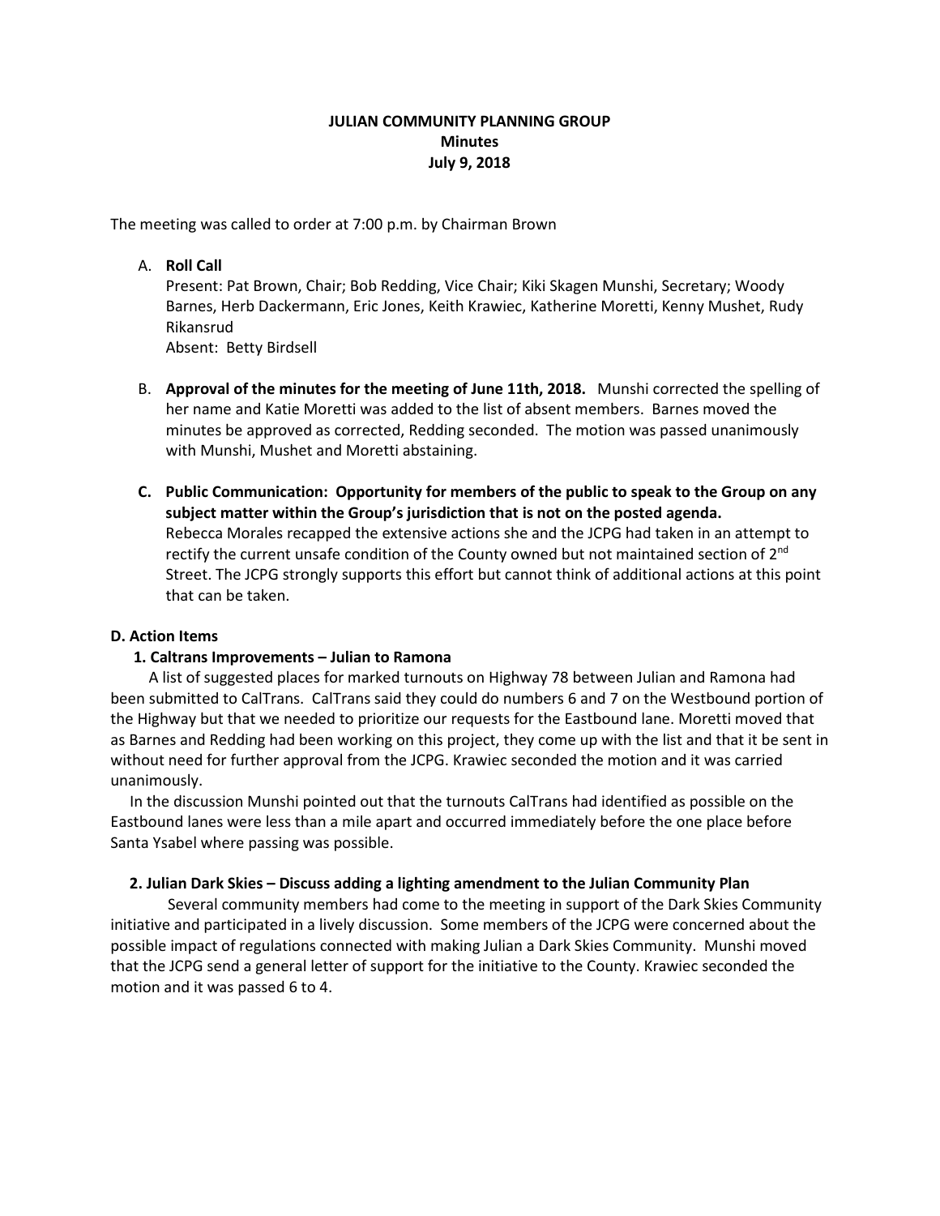# JULIAN COMMUNITY PLANNING GROUP
## Minutes
## July 9, 2018

The meeting was called to order at 7:00 p.m. by Chairman Brown

A. **Roll Call**
   Present: Pat Brown, Chair; Bob Redding, Vice Chair; Kiki Skagen Munshi, Secretary; Woody Barnes, Herb Dackermann, Eric Jones, Keith Krawiec, Katherine Moretti, Kenny Mushet, Rudy Rikansrud
   Absent: Betty Birdsell

B. **Approval of the minutes for the meeting of June 11th, 2018.** Munshi corrected the spelling of her name and Katie Moretti was added to the list of absent members. Barnes moved the minutes be approved as corrected, Redding seconded. The motion was passed unanimously with Munshi, Mushet and Moretti abstaining.

C. **Public Communication: Opportunity for members of the public to speak to the Group on any subject matter within the Group's jurisdiction that is not on the posted agenda.**
   Rebecca Morales recapped the extensive actions she and the JCPG had taken in an attempt to rectify the current unsafe condition of the County owned but not maintained section of 2nd Street. The JCPG strongly supports this effort but cannot think of additional actions at this point that can be taken.

**D. Action Items**

**1. Caltrans Improvements – Julian to Ramona**

A list of suggested places for marked turnouts on Highway 78 between Julian and Ramona had been submitted to CalTrans. CalTrans said they could do numbers 6 and 7 on the Westbound portion of the Highway but that we needed to prioritize our requests for the Eastbound lane. Moretti moved that as Barnes and Redding had been working on this project, they come up with the list and that it be sent in without need for further approval from the JCPG. Krawiec seconded the motion and it was carried unanimously.

In the discussion Munshi pointed out that the turnouts CalTrans had identified as possible on the Eastbound lanes were less than a mile apart and occurred immediately before the one place before Santa Ysabel where passing was possible.

**2. Julian Dark Skies – Discuss adding a lighting amendment to the Julian Community Plan**

Several community members had come to the meeting in support of the Dark Skies Community initiative and participated in a lively discussion. Some members of the JCPG were concerned about the possible impact of regulations connected with making Julian a Dark Skies Community. Munshi moved that the JCPG send a general letter of support for the initiative to the County. Krawiec seconded the motion and it was passed 6 to 4.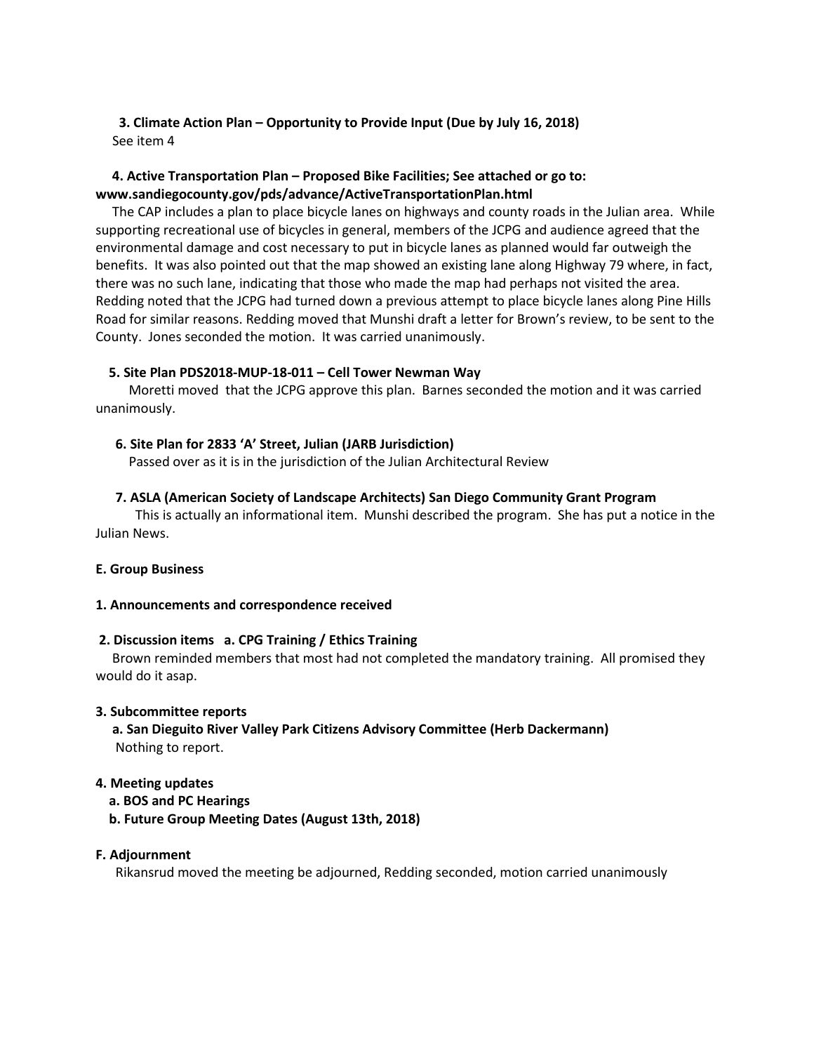**3. Climate Action Plan – Opportunity to Provide Input (Due by July 16, 2018)**
See item 4

**4. Active Transportation Plan – Proposed Bike Facilities; See attached or go to: www.sandiegocounty.gov/pds/advance/ActiveTransportationPlan.html**

The CAP includes a plan to place bicycle lanes on highways and county roads in the Julian area. While supporting recreational use of bicycles in general, members of the JCPG and audience agreed that the environmental damage and cost necessary to put in bicycle lanes as planned would far outweigh the benefits. It was also pointed out that the map showed an existing lane along Highway 79 where, in fact, there was no such lane, indicating that those who made the map had perhaps not visited the area. Redding noted that the JCPG had turned down a previous attempt to place bicycle lanes along Pine Hills Road for similar reasons. Redding moved that Munshi draft a letter for Brown's review, to be sent to the County. Jones seconded the motion. It was carried unanimously.

**5. Site Plan PDS2018-MUP-18-011 – Cell Tower Newman Way**

Moretti moved that the JCPG approve this plan. Barnes seconded the motion and it was carried unanimously.

**6. Site Plan for 2833 'A' Street, Julian (JARB Jurisdiction)**

Passed over as it is in the jurisdiction of the Julian Architectural Review

**7. ASLA (American Society of Landscape Architects) San Diego Community Grant Program**

This is actually an informational item. Munshi described the program. She has put a notice in the Julian News.

**E. Group Business**

**1. Announcements and correspondence received**

**2. Discussion items a. CPG Training / Ethics Training**

Brown reminded members that most had not completed the mandatory training. All promised they would do it asap.

**3. Subcommittee reports**

**a. San Dieguito River Valley Park Citizens Advisory Committee (Herb Dackermann)**
Nothing to report.

**4. Meeting updates**

**a. BOS and PC Hearings**

**b. Future Group Meeting Dates (August 13th, 2018)**

**F. Adjournment**

Rikansrud moved the meeting be adjourned, Redding seconded, motion carried unanimously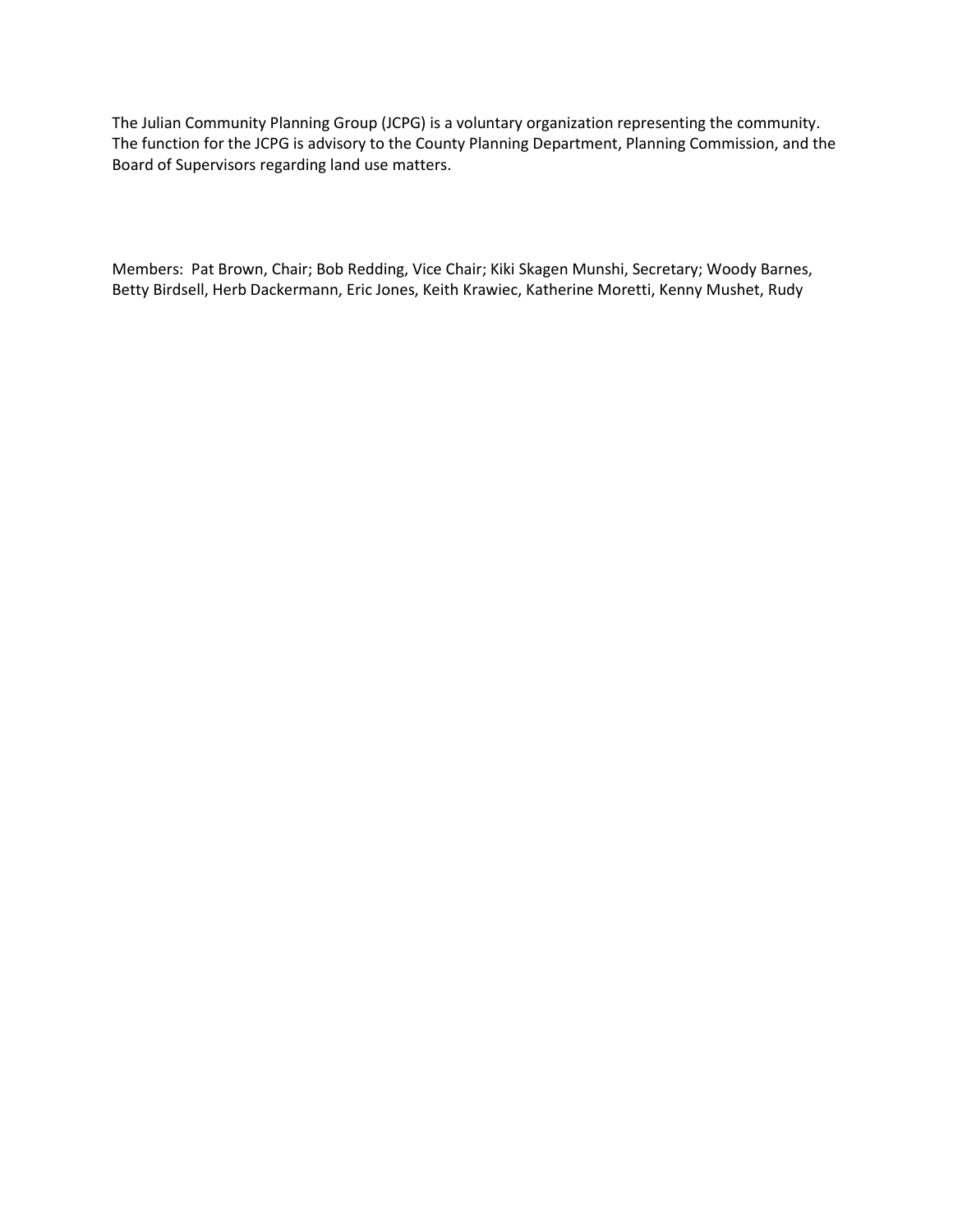The Julian Community Planning Group (JCPG) is a voluntary organization representing the community. The function for the JCPG is advisory to the County Planning Department, Planning Commission, and the Board of Supervisors regarding land use matters.

Members: Pat Brown, Chair; Bob Redding, Vice Chair; Kiki Skagen Munshi, Secretary; Woody Barnes, Betty Birdsell, Herb Dackermann, Eric Jones, Keith Krawiec, Katherine Moretti, Kenny Mushet, Rudy